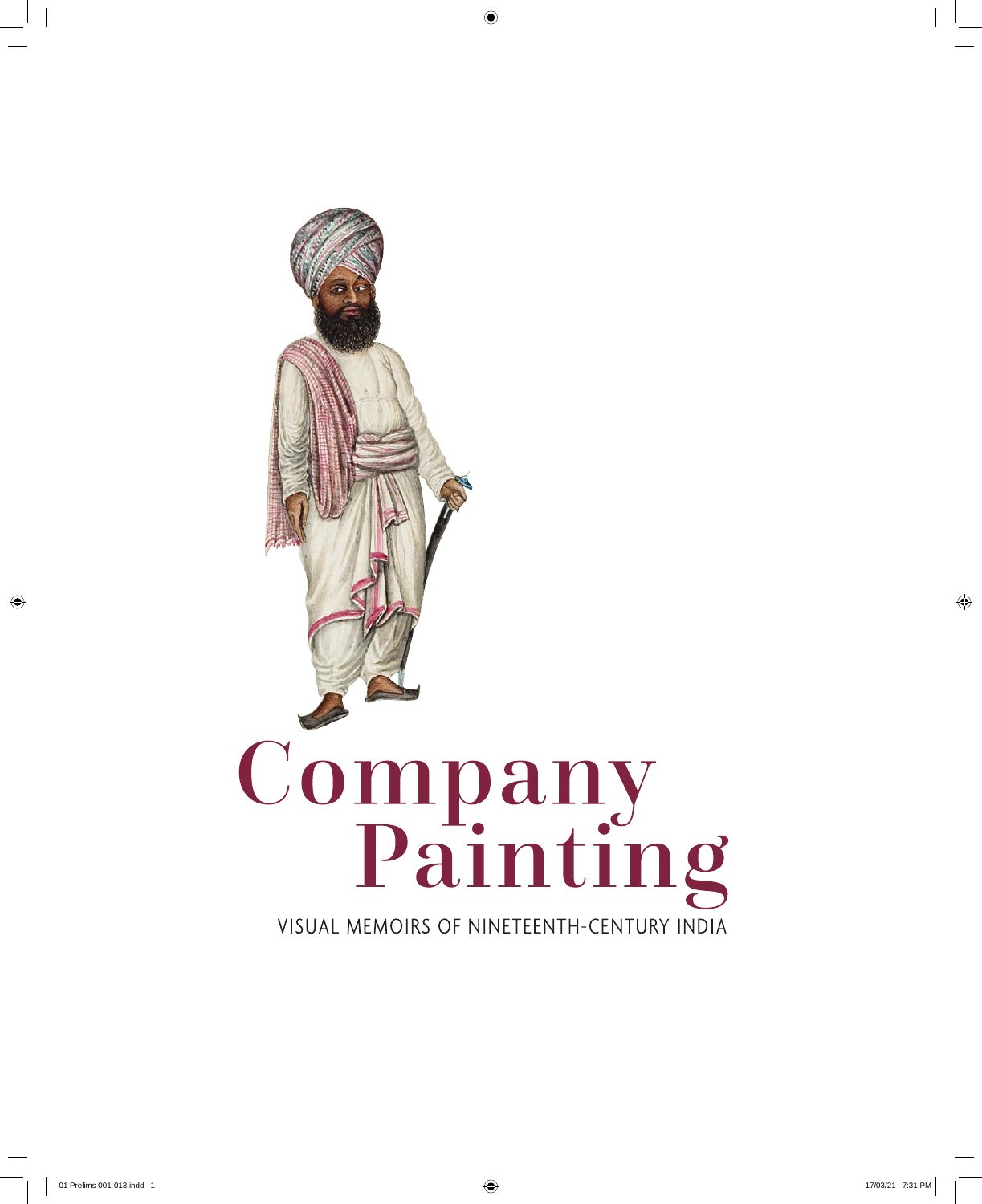# Company Painting

VISUAL MEMOIRS OF NINETEENTH-CENTURY INDIA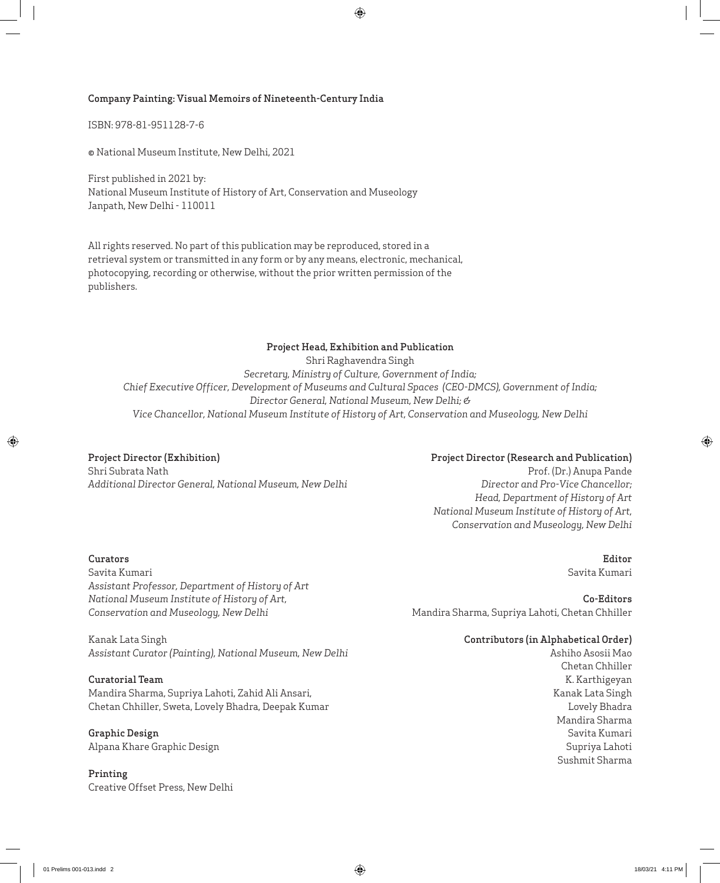**Company Painting: Visual Memoirs of Nineteenth-Century India**

ISBN: 978-81-951128-7-6

© National Museum Institute, New Delhi, 2021

First published in 2021 by:
National Museum Institute of History of Art, Conservation and Museology
Janpath, New Delhi - 110011

All rights reserved. No part of this publication may be reproduced, stored in a retrieval system or transmitted in any form or by any means, electronic, mechanical, photocopying, recording or otherwise, without the prior written permission of the publishers.

**Project Head, Exhibition and Publication**
Shri Raghavendra Singh
*Secretary, Ministry of Culture, Government of India;*
*Chief Executive Officer, Development of Museums and Cultural Spaces (CEO-DMCS), Government of India;*
*Director General, National Museum, New Delhi; &*
*Vice Chancellor, National Museum Institute of History of Art, Conservation and Museology, New Delhi*

**Project Director (Exhibition)**
Shri Subrata Nath
*Additional Director General, National Museum, New Delhi*

**Project Director (Research and Publication)**
Prof. (Dr.) Anupa Pande
*Director and Pro-Vice Chancellor;*
*Head, Department of History of Art*
*National Museum Institute of History of Art,*
*Conservation and Museology, New Delhi*

**Curators**
Savita Kumari
*Assistant Professor, Department of History of Art*
*National Museum Institute of History of Art,*
*Conservation and Museology, New Delhi*

Kanak Lata Singh
*Assistant Curator (Painting), National Museum, New Delhi*

**Curatorial Team**
Mandira Sharma, Supriya Lahoti, Zahid Ali Ansari,
Chetan Chhiller, Sweta, Lovely Bhadra, Deepak Kumar

**Graphic Design**
Alpana Khare Graphic Design

**Printing**
Creative Offset Press, New Delhi

**Editor**
Savita Kumari

**Co-Editors**
Mandira Sharma, Supriya Lahoti, Chetan Chhiller

**Contributors (in Alphabetical Order)**
Ashiho Asosii Mao
Chetan Chhiller
K. Karthigeyan
Kanak Lata Singh
Lovely Bhadra
Mandira Sharma
Savita Kumari
Supriya Lahoti
Sushmit Sharma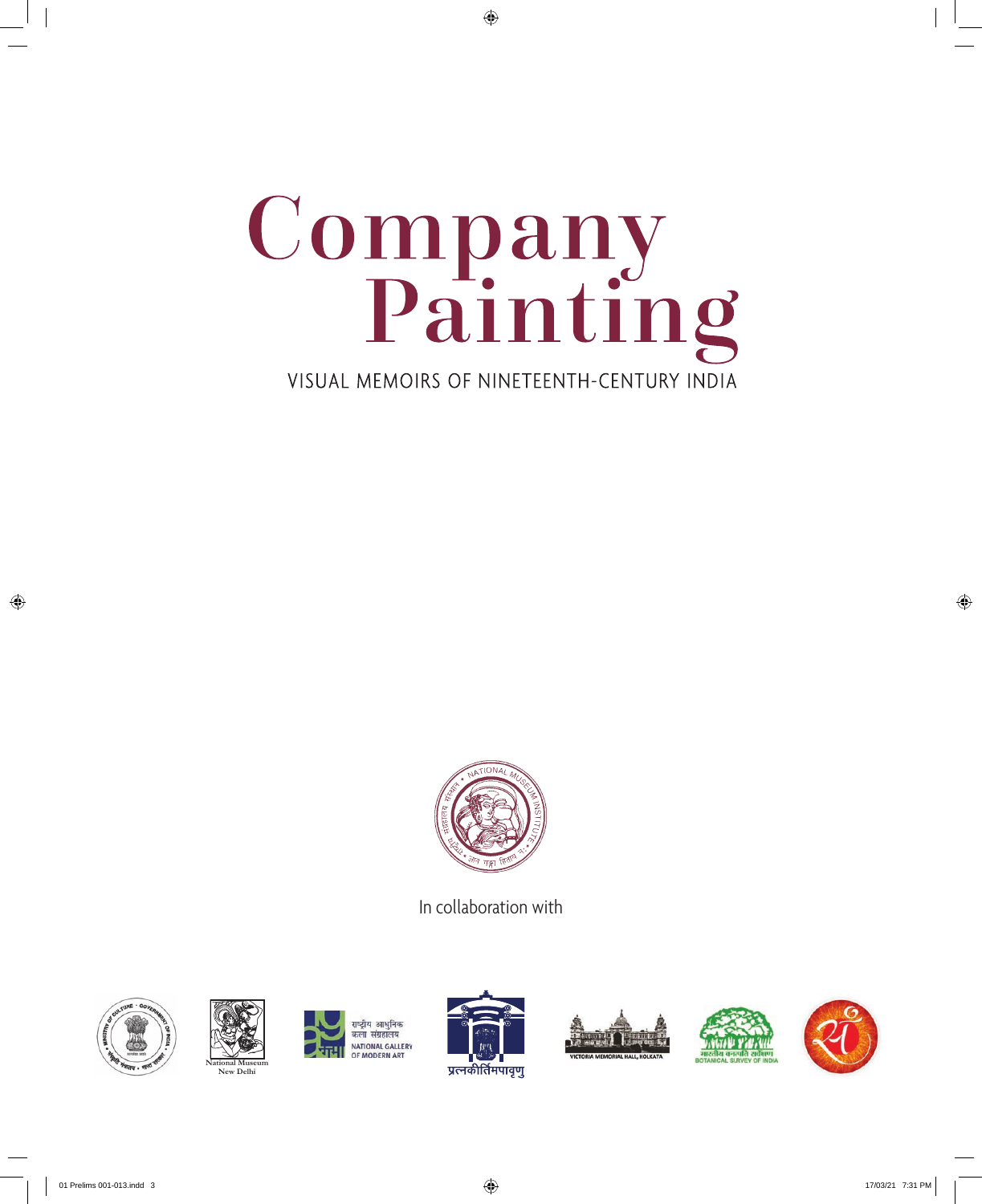# Company Painting

VISUAL MEMOIRS OF NINETEENTH-CENTURY INDIA

In collaboration with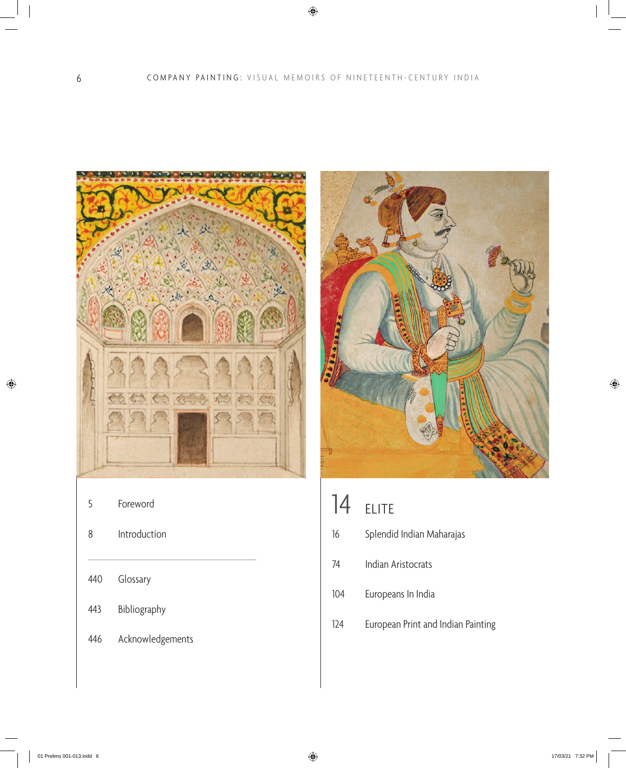5 Foreword

8 Introduction

---

440 Glossary

443 Bibliography

446 Acknowledgements

## 14 ELITE

16 Splendid Indian Maharajas

74 Indian Aristocrats

104 Europeans In India

124 European Print and Indian Painting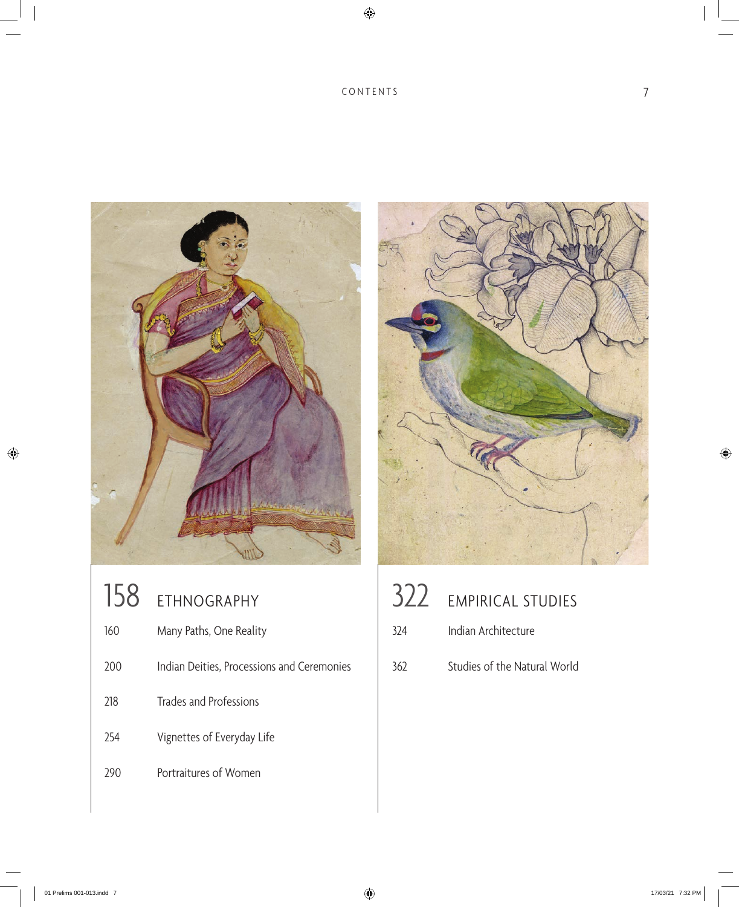## 158 ETHNOGRAPHY

160 Many Paths, One Reality

200 Indian Deities, Processions and Ceremonies

218 Trades and Professions

254 Vignettes of Everyday Life

290 Portraitures of Women

## 322 EMPIRICAL STUDIES

324 Indian Architecture

362 Studies of the Natural World